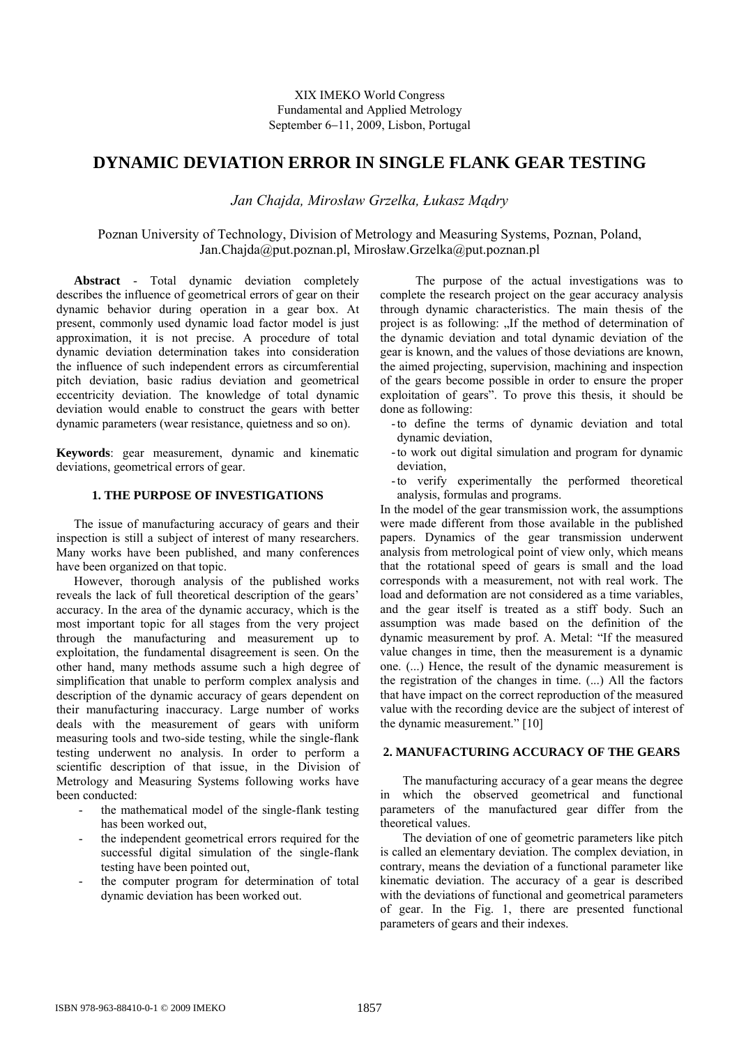XIX IMEKO World Congress
Fundamental and Applied Metrology
September 6−11, 2009, Lisbon, Portugal

# DYNAMIC DEVIATION ERROR IN SINGLE FLANK GEAR TESTING

*Jan Chajda, Mirosław Grzelka, Łukasz Mądry*

Poznan University of Technology, Division of Metrology and Measuring Systems, Poznan, Poland, Jan.Chajda@put.poznan.pl, Mirosław.Grzelka@put.poznan.pl

**Abstract** - Total dynamic deviation completely describes the influence of geometrical errors of gear on their dynamic behavior during operation in a gear box. At present, commonly used dynamic load factor model is just approximation, it is not precise. A procedure of total dynamic deviation determination takes into consideration the influence of such independent errors as circumferential pitch deviation, basic radius deviation and geometrical eccentricity deviation. The knowledge of total dynamic deviation would enable to construct the gears with better dynamic parameters (wear resistance, quietness and so on).

**Keywords**: gear measurement, dynamic and kinematic deviations, geometrical errors of gear.

## 1. THE PURPOSE OF INVESTIGATIONS

The issue of manufacturing accuracy of gears and their inspection is still a subject of interest of many researchers. Many works have been published, and many conferences have been organized on that topic.

However, thorough analysis of the published works reveals the lack of full theoretical description of the gears' accuracy. In the area of the dynamic accuracy, which is the most important topic for all stages from the very project through the manufacturing and measurement up to exploitation, the fundamental disagreement is seen. On the other hand, many methods assume such a high degree of simplification that unable to perform complex analysis and description of the dynamic accuracy of gears dependent on their manufacturing inaccuracy. Large number of works deals with the measurement of gears with uniform measuring tools and two-side testing, while the single-flank testing underwent no analysis. In order to perform a scientific description of that issue, in the Division of Metrology and Measuring Systems following works have been conducted:

- the mathematical model of the single-flank testing has been worked out,
- the independent geometrical errors required for the successful digital simulation of the single-flank testing have been pointed out,
- the computer program for determination of total dynamic deviation has been worked out.

The purpose of the actual investigations was to complete the research project on the gear accuracy analysis through dynamic characteristics. The main thesis of the project is as following: „If the method of determination of the dynamic deviation and total dynamic deviation of the gear is known, and the values of those deviations are known, the aimed projecting, supervision, machining and inspection of the gears become possible in order to ensure the proper exploitation of gears". To prove this thesis, it should be done as following:

- to define the terms of dynamic deviation and total dynamic deviation,
- to work out digital simulation and program for dynamic deviation,
- to verify experimentally the performed theoretical analysis, formulas and programs.

In the model of the gear transmission work, the assumptions were made different from those available in the published papers. Dynamics of the gear transmission underwent analysis from metrological point of view only, which means that the rotational speed of gears is small and the load corresponds with a measurement, not with real work. The load and deformation are not considered as a time variables, and the gear itself is treated as a stiff body. Such an assumption was made based on the definition of the dynamic measurement by prof. A. Metal: "If the measured value changes in time, then the measurement is a dynamic one. (...) Hence, the result of the dynamic measurement is the registration of the changes in time. (...) All the factors that have impact on the correct reproduction of the measured value with the recording device are the subject of interest of the dynamic measurement." [10]

## 2. MANUFACTURING ACCURACY OF THE GEARS

The manufacturing accuracy of a gear means the degree in which the observed geometrical and functional parameters of the manufactured gear differ from the theoretical values.

The deviation of one of geometric parameters like pitch is called an elementary deviation. The complex deviation, in contrary, means the deviation of a functional parameter like kinematic deviation. The accuracy of a gear is described with the deviations of functional and geometrical parameters of gear. In the Fig. 1, there are presented functional parameters of gears and their indexes.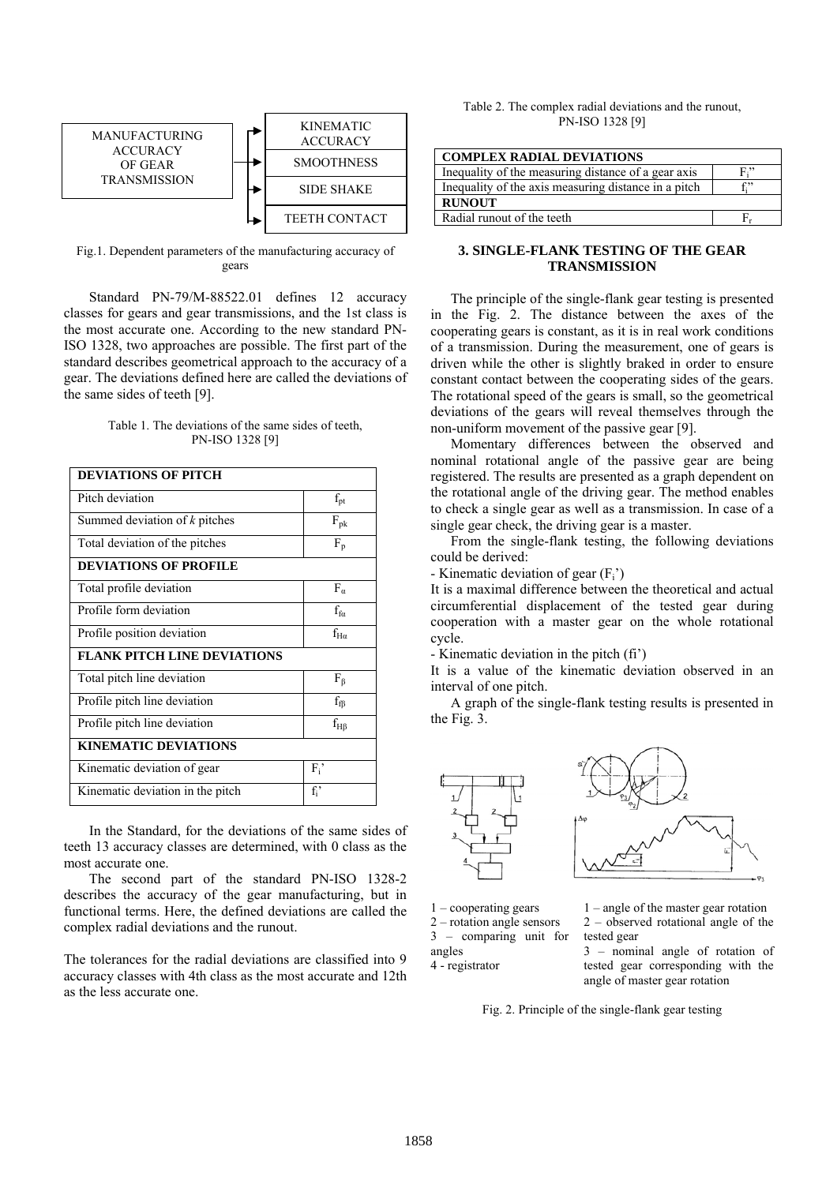MANUFACTURING ACCURACY OF GEAR TRANSMISSION → KINEMATIC ACCURACY; SMOOTHNESS; SIDE SHAKE; TEETH CONTACT

Fig.1. Dependent parameters of the manufacturing accuracy of gears

Standard PN-79/M-88522.01 defines 12 accuracy classes for gears and gear transmissions, and the 1st class is the most accurate one. According to the new standard PN-ISO 1328, two approaches are possible. The first part of the standard describes geometrical approach to the accuracy of a gear. The deviations defined here are called the deviations of the same sides of teeth [9].

Table 1. The deviations of the same sides of teeth, PN-ISO 1328 [9]

| **DEVIATIONS OF PITCH** | |
|---|---|
| Pitch deviation | $f_{pt}$ |
| Summed deviation of *k* pitches | $F_{pk}$ |
| Total deviation of the pitches | $F_p$ |
| **DEVIATIONS OF PROFILE** | |
| Total profile deviation | $F_\alpha$ |
| Profile form deviation | $f_{f\alpha}$ |
| Profile position deviation | $f_{H\alpha}$ |
| **FLANK PITCH LINE DEVIATIONS** | |
| Total pitch line deviation | $F_\beta$ |
| Profile pitch line deviation | $f_{f\beta}$ |
| Profile pitch line deviation | $f_{H\beta}$ |
| **KINEMATIC DEVIATIONS** | |
| Kinematic deviation of gear | $F_i'$ |
| Kinematic deviation in the pitch | $f_i'$ |

In the Standard, for the deviations of the same sides of teeth 13 accuracy classes are determined, with 0 class as the most accurate one.

The second part of the standard PN-ISO 1328-2 describes the accuracy of the gear manufacturing, but in functional terms. Here, the defined deviations are called the complex radial deviations and the runout.

The tolerances for the radial deviations are classified into 9 accuracy classes with 4th class as the most accurate and 12th as the less accurate one.

Table 2. The complex radial deviations and the runout, PN-ISO 1328 [9]

| **COMPLEX RADIAL DEVIATIONS** | |
|---|---|
| Inequality of the measuring distance of a gear axis | $F_i''$ |
| Inequality of the axis measuring distance in a pitch | $f_i''$ |
| **RUNOUT** | |
| Radial runout of the teeth | $F_r$ |

## 3. SINGLE-FLANK TESTING OF THE GEAR TRANSMISSION

The principle of the single-flank gear testing is presented in the Fig. 2. The distance between the axes of the cooperating gears is constant, as it is in real work conditions of a transmission. During the measurement, one of gears is driven while the other is slightly braked in order to ensure constant contact between the cooperating sides of the gears. The rotational speed of the gears is small, so the geometrical deviations of the gears will reveal themselves through the non-uniform movement of the passive gear [9].

Momentary differences between the observed and nominal rotational angle of the passive gear are being registered. The results are presented as a graph dependent on the rotational angle of the driving gear. The method enables to check a single gear as well as a transmission. In case of a single gear check, the driving gear is a master.

From the single-flank testing, the following deviations could be derived:

- Kinematic deviation of gear ($F_i'$)

It is a maximal difference between the theoretical and actual circumferential displacement of the tested gear during cooperation with a master gear on the whole rotational cycle.

- Kinematic deviation in the pitch (fi')

It is a value of the kinematic deviation observed in an interval of one pitch.

A graph of the single-flank testing results is presented in the Fig. 3.

1 – cooperating gears
2 – rotation angle sensors
3 – comparing unit for angles
4 - registrator

1 – angle of the master gear rotation
2 – observed rotational angle of the tested gear
3 – nominal angle of rotation of tested gear corresponding with the angle of master gear rotation

Fig. 2. Principle of the single-flank gear testing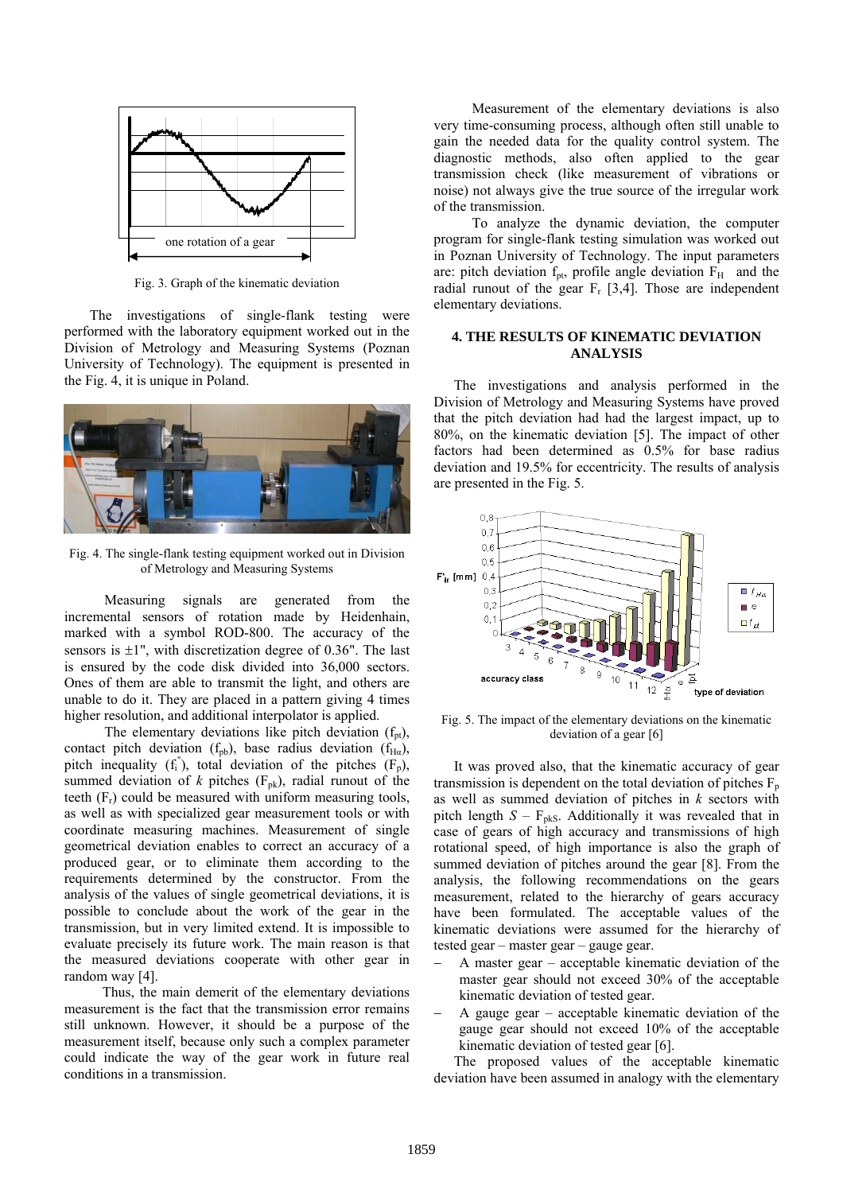Fig. 3. Graph of the kinematic deviation

The investigations of single-flank testing were performed with the laboratory equipment worked out in the Division of Metrology and Measuring Systems (Poznan University of Technology). The equipment is presented in the Fig. 4, it is unique in Poland.

Fig. 4. The single-flank testing equipment worked out in Division of Metrology and Measuring Systems

Measuring signals are generated from the incremental sensors of rotation made by Heidenhain, marked with a symbol ROD-800. The accuracy of the sensors is ±1", with discretization degree of 0.36". The last is ensured by the code disk divided into 36,000 sectors. Ones of them are able to transmit the light, and others are unable to do it. They are placed in a pattern giving 4 times higher resolution, and additional interpolator is applied.

The elementary deviations like pitch deviation ($f_{pt}$), contact pitch deviation ($f_{pb}$), base radius deviation ($f_{H\alpha}$), pitch inequality ($f_i^{"}$), total deviation of the pitches ($F_p$), summed deviation of *k* pitches ($F_{pk}$), radial runout of the teeth ($F_r$) could be measured with uniform measuring tools, as well as with specialized gear measurement tools or with coordinate measuring machines. Measurement of single geometrical deviation enables to correct an accuracy of a produced gear, or to eliminate them according to the requirements determined by the constructor. From the analysis of the values of single geometrical deviations, it is possible to conclude about the work of the gear in the transmission, but in very limited extend. It is impossible to evaluate precisely its future work. The main reason is that the measured deviations cooperate with other gear in random way [4].

Thus, the main demerit of the elementary deviations measurement is the fact that the transmission error remains still unknown. However, it should be a purpose of the measurement itself, because only such a complex parameter could indicate the way of the gear work in future real conditions in a transmission.

Measurement of the elementary deviations is also very time-consuming process, although often still unable to gain the needed data for the quality control system. The diagnostic methods, also often applied to the gear transmission check (like measurement of vibrations or noise) not always give the true source of the irregular work of the transmission.

To analyze the dynamic deviation, the computer program for single-flank testing simulation was worked out in Poznan University of Technology. The input parameters are: pitch deviation $f_{pt}$, profile angle deviation $F_H$ and the radial runout of the gear $F_r$ [3,4]. Those are independent elementary deviations.

## 4. THE RESULTS OF KINEMATIC DEVIATION ANALYSIS

The investigations and analysis performed in the Division of Metrology and Measuring Systems have proved that the pitch deviation had had the largest impact, up to 80%, on the kinematic deviation [5]. The impact of other factors had been determined as 0.5% for base radius deviation and 19.5% for eccentricity. The results of analysis are presented in the Fig. 5.

Fig. 5. The impact of the elementary deviations on the kinematic deviation of a gear [6]

It was proved also, that the kinematic accuracy of gear transmission is dependent on the total deviation of pitches $F_p$ as well as summed deviation of pitches in *k* sectors with pitch length $S$ – $F_{pkS}$. Additionally it was revealed that in case of gears of high accuracy and transmissions of high rotational speed, of high importance is also the graph of summed deviation of pitches around the gear [8]. From the analysis, the following recommendations on the gears measurement, related to the hierarchy of gears accuracy have been formulated. The acceptable values of the kinematic deviations were assumed for the hierarchy of tested gear – master gear – gauge gear.

- A master gear – acceptable kinematic deviation of the master gear should not exceed 30% of the acceptable kinematic deviation of tested gear.
- A gauge gear – acceptable kinematic deviation of the gauge gear should not exceed 10% of the acceptable kinematic deviation of tested gear [6].

The proposed values of the acceptable kinematic deviation have been assumed in analogy with the elementary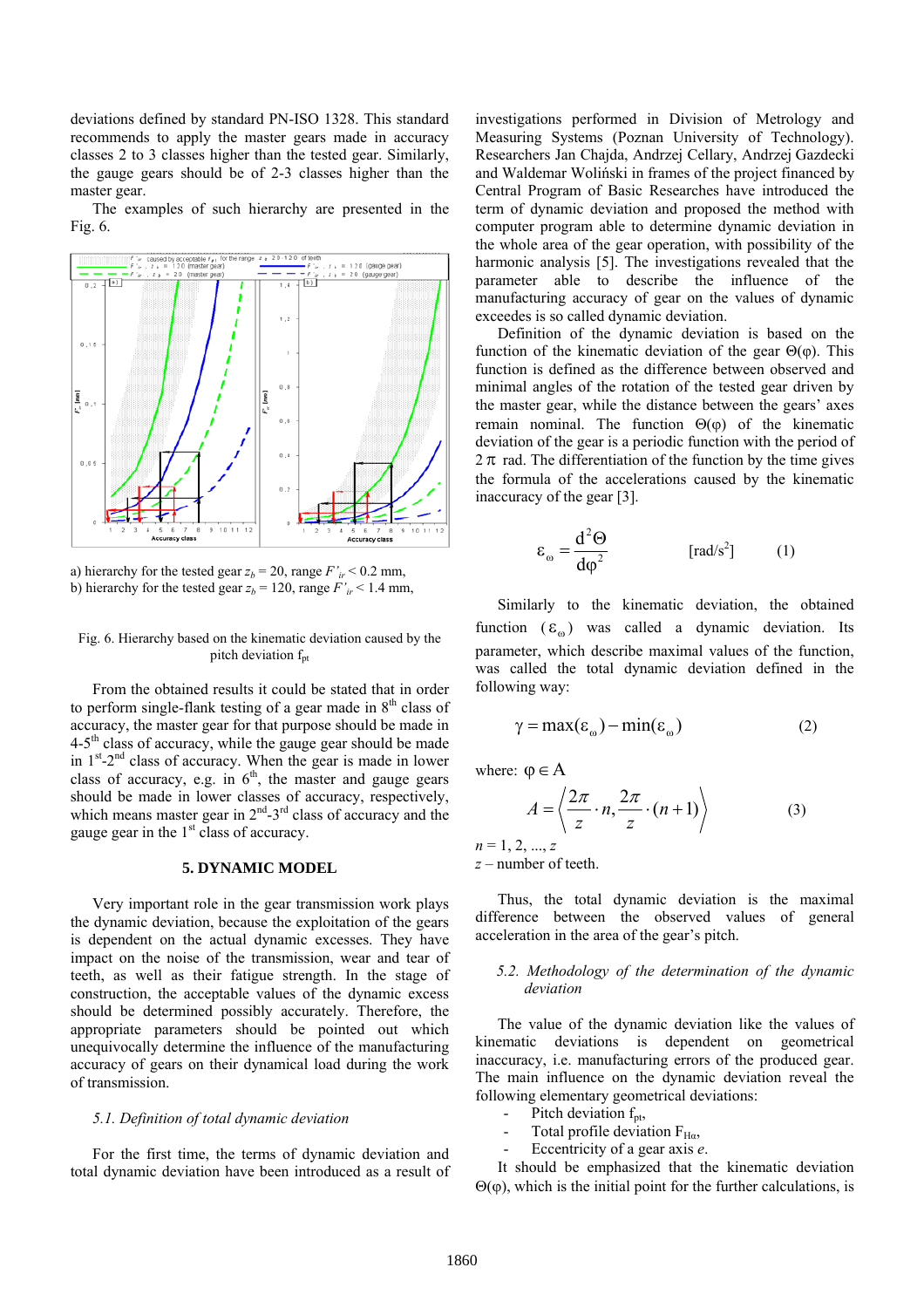deviations defined by standard PN-ISO 1328. This standard recommends to apply the master gears made in accuracy classes 2 to 3 classes higher than the tested gear. Similarly, the gauge gears should be of 2-3 classes higher than the master gear.

The examples of such hierarchy are presented in the Fig. 6.

a) hierarchy for the tested gear $z_b = 20$, range $F'_{ir} < 0.2$ mm,
b) hierarchy for the tested gear $z_b = 120$, range $F'_{ir} < 1.4$ mm,

Fig. 6. Hierarchy based on the kinematic deviation caused by the pitch deviation $f_{pt}$

From the obtained results it could be stated that in order to perform single-flank testing of a gear made in 8[th] class of accuracy, the master gear for that purpose should be made in 4-5[th] class of accuracy, while the gauge gear should be made in 1[st]-2[nd] class of accuracy. When the gear is made in lower class of accuracy, e.g. in 6[th], the master and gauge gears should be made in lower classes of accuracy, respectively, which means master gear in 2[nd]-3[rd] class of accuracy and the gauge gear in the 1[st] class of accuracy.

## 5. DYNAMIC MODEL

Very important role in the gear transmission work plays the dynamic deviation, because the exploitation of the gears is dependent on the actual dynamic excesses. They have impact on the noise of the transmission, wear and tear of teeth, as well as their fatigue strength. In the stage of construction, the acceptable values of the dynamic excess should be determined possibly accurately. Therefore, the appropriate parameters should be pointed out which unequivocally determine the influence of the manufacturing accuracy of gears on their dynamical load during the work of transmission.

### *5.1. Definition of total dynamic deviation*

For the first time, the terms of dynamic deviation and total dynamic deviation have been introduced as a result of investigations performed in Division of Metrology and Measuring Systems (Poznan University of Technology). Researchers Jan Chajda, Andrzej Cellary, Andrzej Gazdecki and Waldemar Woliński in frames of the project financed by Central Program of Basic Researches have introduced the term of dynamic deviation and proposed the method with computer program able to determine dynamic deviation in the whole area of the gear operation, with possibility of the harmonic analysis [5]. The investigations revealed that the parameter able to describe the influence of the manufacturing accuracy of gear on the values of dynamic exceedes is so called dynamic deviation.

Definition of the dynamic deviation is based on the function of the kinematic deviation of the gear $\Theta(\varphi)$. This function is defined as the difference between observed and minimal angles of the rotation of the tested gear driven by the master gear, while the distance between the gears' axes remain nominal. The function $\Theta(\varphi)$ of the kinematic deviation of the gear is a periodic function with the period of $2\pi$ rad. The differentiation of the function by the time gives the formula of the accelerations caused by the kinematic inaccuracy of the gear [3].

$$\varepsilon_\omega = \frac{d^2\Theta}{d\varphi^2} \qquad [\text{rad/s}^2] \qquad (1)$$

Similarly to the kinematic deviation, the obtained function $(\varepsilon_\omega)$ was called a dynamic deviation. Its parameter, which describe maximal values of the function, was called the total dynamic deviation defined in the following way:

$$\gamma = \max(\varepsilon_\omega) - \min(\varepsilon_\omega) \qquad (2)$$

where: $\varphi \in A$

$$A = \left\langle \frac{2\pi}{z} \cdot n, \frac{2\pi}{z} \cdot (n+1) \right\rangle \qquad (3)$$

$n = 1, 2, ..., z$
$z$ – number of teeth.

Thus, the total dynamic deviation is the maximal difference between the observed values of general acceleration in the area of the gear's pitch.

### *5.2. Methodology of the determination of the dynamic deviation*

The value of the dynamic deviation like the values of kinematic deviations is dependent on geometrical inaccuracy, i.e. manufacturing errors of the produced gear. The main influence on the dynamic deviation reveal the following elementary geometrical deviations:

- Pitch deviation $f_{pt}$,
- Total profile deviation $F_{H\alpha}$,
- Eccentricity of a gear axis *e*.

It should be emphasized that the kinematic deviation $\Theta(\varphi)$, which is the initial point for the further calculations, is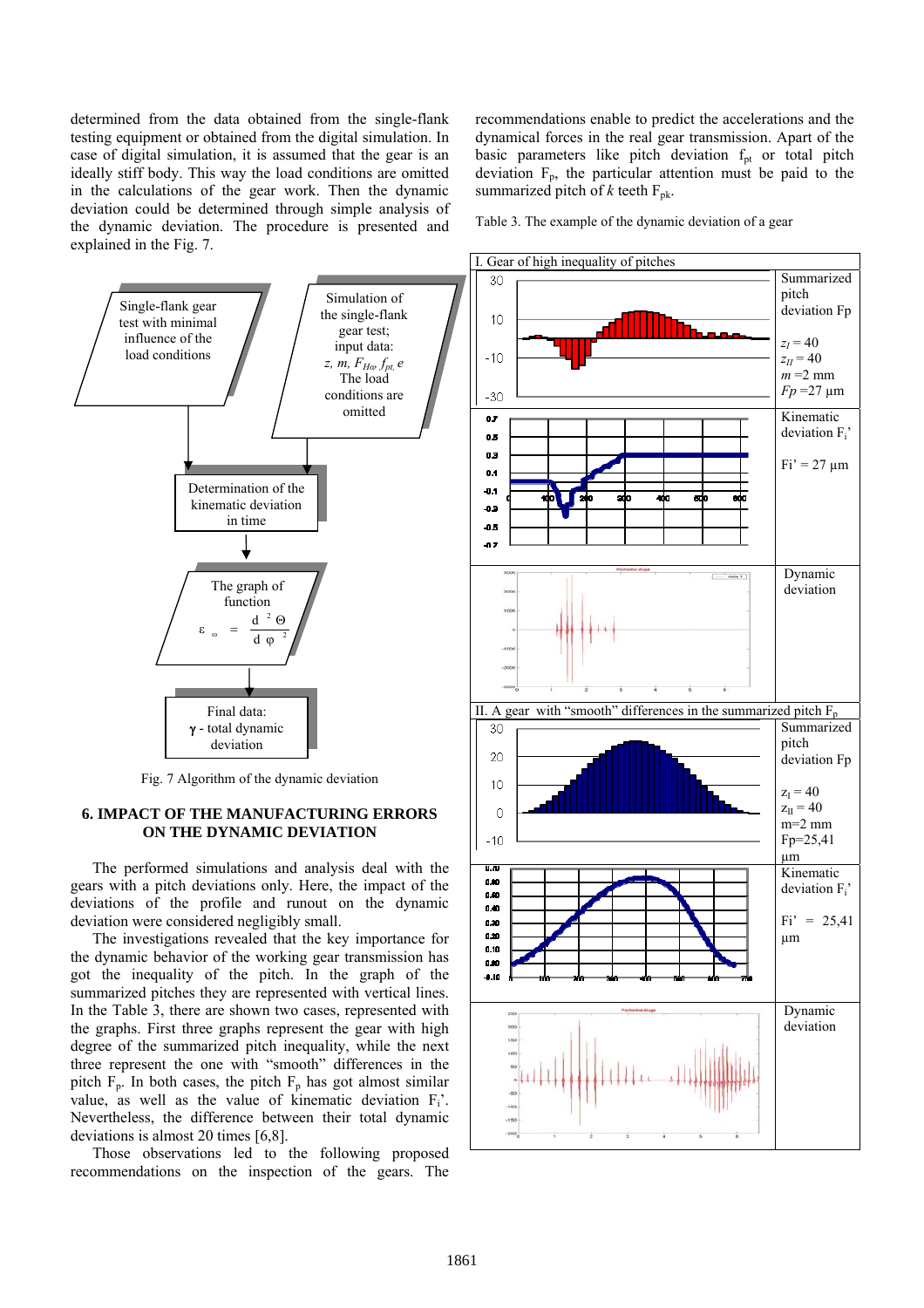determined from the data obtained from the single-flank testing equipment or obtained from the digital simulation. In case of digital simulation, it is assumed that the gear is an ideally stiff body. This way the load conditions are omitted in the calculations of the gear work. Then the dynamic deviation could be determined through simple analysis of the dynamic deviation. The procedure is presented and explained in the Fig. 7.

Single-flank gear test with minimal influence of the load conditions

Simulation of the single-flank gear test; input data: $z$, $m$, $F_{H\alpha}$, $f_{pt}$, $e$. The load conditions are omitted

Determination of the kinematic deviation in time

The graph of function

$$\varepsilon_{\omega} = \frac{d^2\Theta}{d\varphi^2}$$

Final data: $\gamma$ - total dynamic deviation

Fig. 7 Algorithm of the dynamic deviation

## 6. IMPACT OF THE MANUFACTURING ERRORS ON THE DYNAMIC DEVIATION

The performed simulations and analysis deal with the gears with a pitch deviations only. Here, the impact of the deviations of the profile and runout on the dynamic deviation were considered negligibly small.

The investigations revealed that the key importance for the dynamic behavior of the working gear transmission has got the inequality of the pitch. In the graph of the summarized pitches they are represented with vertical lines. In the Table 3, there are shown two cases, represented with the graphs. First three graphs represent the gear with high degree of the summarized pitch inequality, while the next three represent the one with "smooth" differences in the pitch $F_p$. In both cases, the pitch $F_p$ has got almost similar value, as well as the value of kinematic deviation $F_i$'. Nevertheless, the difference between their total dynamic deviations is almost 20 times [6,8].

Those observations led to the following proposed recommendations on the inspection of the gears. The recommendations enable to predict the accelerations and the dynamical forces in the real gear transmission. Apart of the basic parameters like pitch deviation $f_{pt}$ or total pitch deviation $F_p$, the particular attention must be paid to the summarized pitch of $k$ teeth $F_{pk}$.

Table 3. The example of the dynamic deviation of a gear

| I. Gear of high inequality of pitches | |
|---|---|
| (graph) | Summarized pitch deviation Fp<br>$z_I = 40$<br>$z_{II} = 40$<br>$m = 2$ mm<br>$Fp = 27$ µm |
| (graph) | Kinematic deviation $F_i$'<br>Fi' = 27 µm |
| (graph) | Dynamic deviation |
| **II. A gear with "smooth" differences in the summarized pitch $F_p$** | |
| (graph) | Summarized pitch deviation Fp<br>$z_I = 40$<br>$z_{II} = 40$<br>m=2 mm<br>Fp=25,41 µm |
| (graph) | Kinematic deviation $F_i$'<br>Fi' = 25,41 µm |
| (graph) | Dynamic deviation |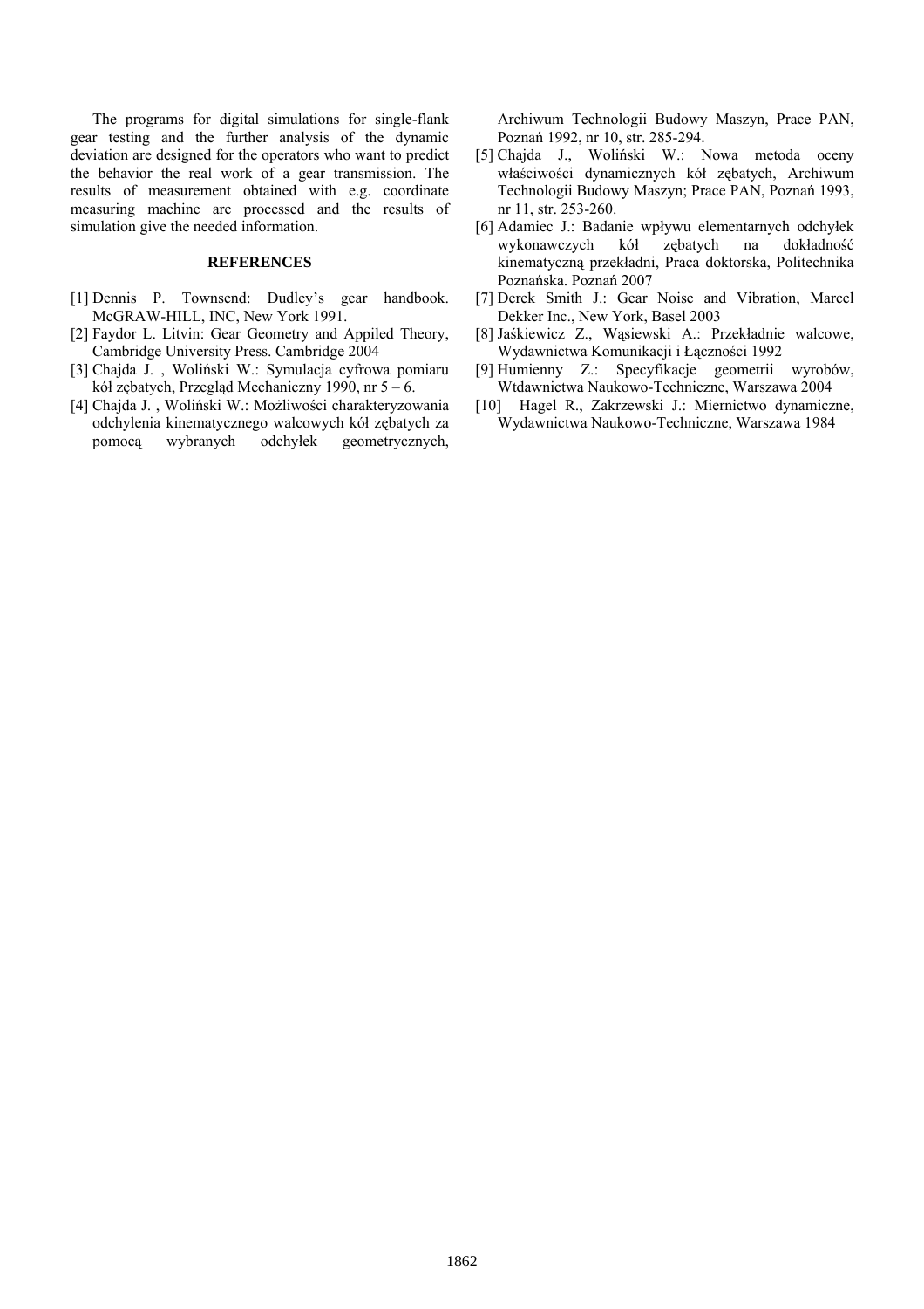The programs for digital simulations for single-flank gear testing and the further analysis of the dynamic deviation are designed for the operators who want to predict the behavior the real work of a gear transmission. The results of measurement obtained with e.g. coordinate measuring machine are processed and the results of simulation give the needed information.

## REFERENCES

[1] Dennis P. Townsend: Dudley's gear handbook. McGRAW-HILL, INC, New York 1991.

[2] Faydor L. Litvin: Gear Geometry and Appiled Theory, Cambridge University Press. Cambridge 2004

[3] Chajda J. , Woliński W.: Symulacja cyfrowa pomiaru kół zębatych, Przegląd Mechaniczny 1990, nr 5 – 6.

[4] Chajda J. , Woliński W.: Możliwości charakteryzowania odchylenia kinematycznego walcowych kół zębatych za pomocą wybranych odchyłek geometrycznych, Archiwum Technologii Budowy Maszyn, Prace PAN, Poznań 1992, nr 10, str. 285-294.

[5] Chajda J., Woliński W.: Nowa metoda oceny właściwości dynamicznych kół zębatych, Archiwum Technologii Budowy Maszyn; Prace PAN, Poznań 1993, nr 11, str. 253-260.

[6] Adamiec J.: Badanie wpływu elementarnych odchyłek wykonawczych kół zębatych na dokładność kinematyczną przekładni, Praca doktorska, Politechnika Poznańska. Poznań 2007

[7] Derek Smith J.: Gear Noise and Vibration, Marcel Dekker Inc., New York, Basel 2003

[8] Jaśkiewicz Z., Wąsiewski A.: Przekładnie walcowe, Wydawnictwa Komunikacji i Łączności 1992

[9] Humienny Z.: Specyfikacje geometrii wyrobów, Wtdawnictwa Naukowo-Techniczne, Warszawa 2004

[10] Hagel R., Zakrzewski J.: Miernictwo dynamiczne, Wydawnictwa Naukowo-Techniczne, Warszawa 1984